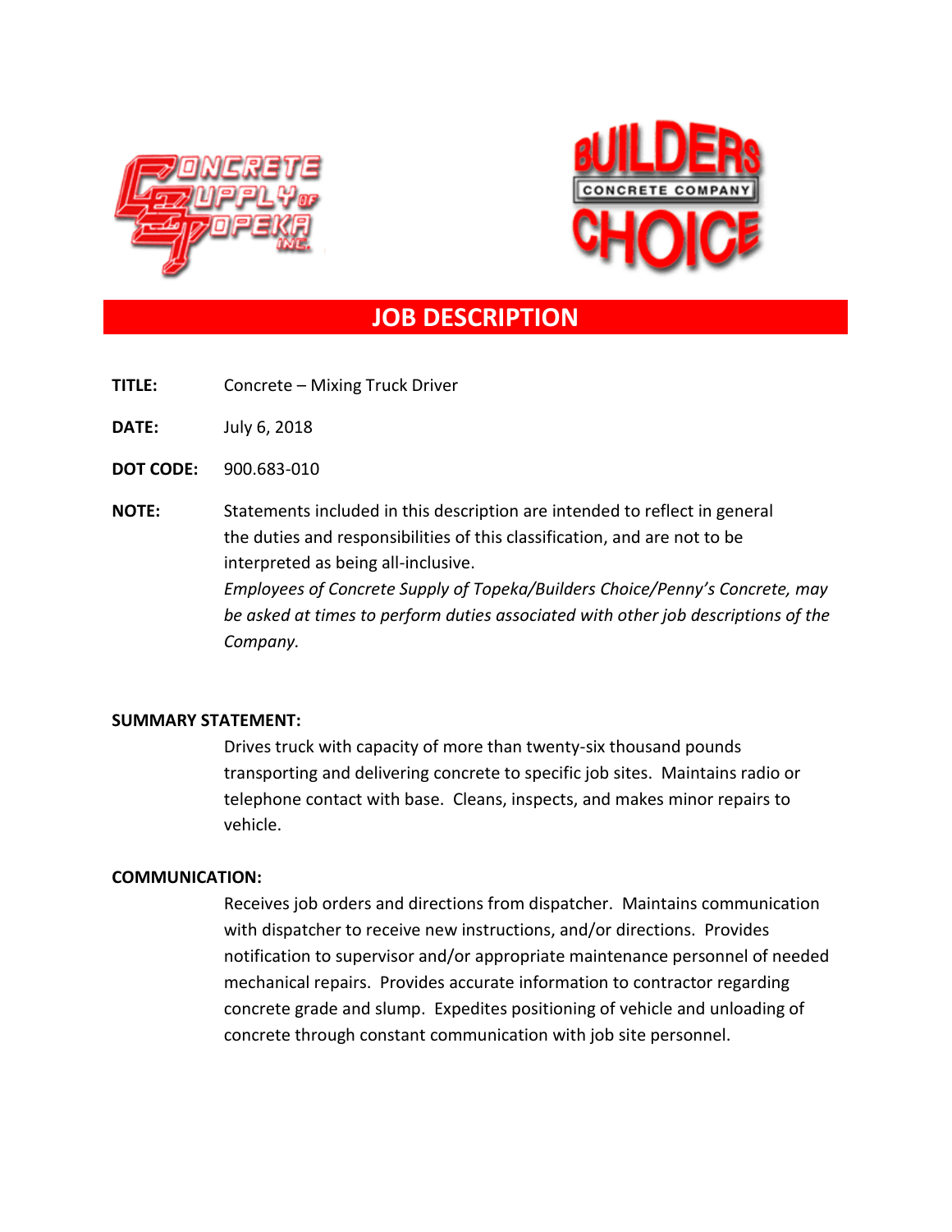# JOB DESCRIPTION

**TITLE:** Concrete – Mixing Truck Driver

**DATE:** July 6, 2018

**DOT CODE:** 900.683-010

**NOTE:** Statements included in this description are intended to reflect in general the duties and responsibilities of this classification, and are not to be interpreted as being all-inclusive.
*Employees of Concrete Supply of Topeka/Builders Choice/Penny's Concrete, may be asked at times to perform duties associated with other job descriptions of the Company.*

**SUMMARY STATEMENT:**

Drives truck with capacity of more than twenty-six thousand pounds transporting and delivering concrete to specific job sites. Maintains radio or telephone contact with base. Cleans, inspects, and makes minor repairs to vehicle.

**COMMUNICATION:**

Receives job orders and directions from dispatcher. Maintains communication with dispatcher to receive new instructions, and/or directions. Provides notification to supervisor and/or appropriate maintenance personnel of needed mechanical repairs. Provides accurate information to contractor regarding concrete grade and slump. Expedites positioning of vehicle and unloading of concrete through constant communication with job site personnel.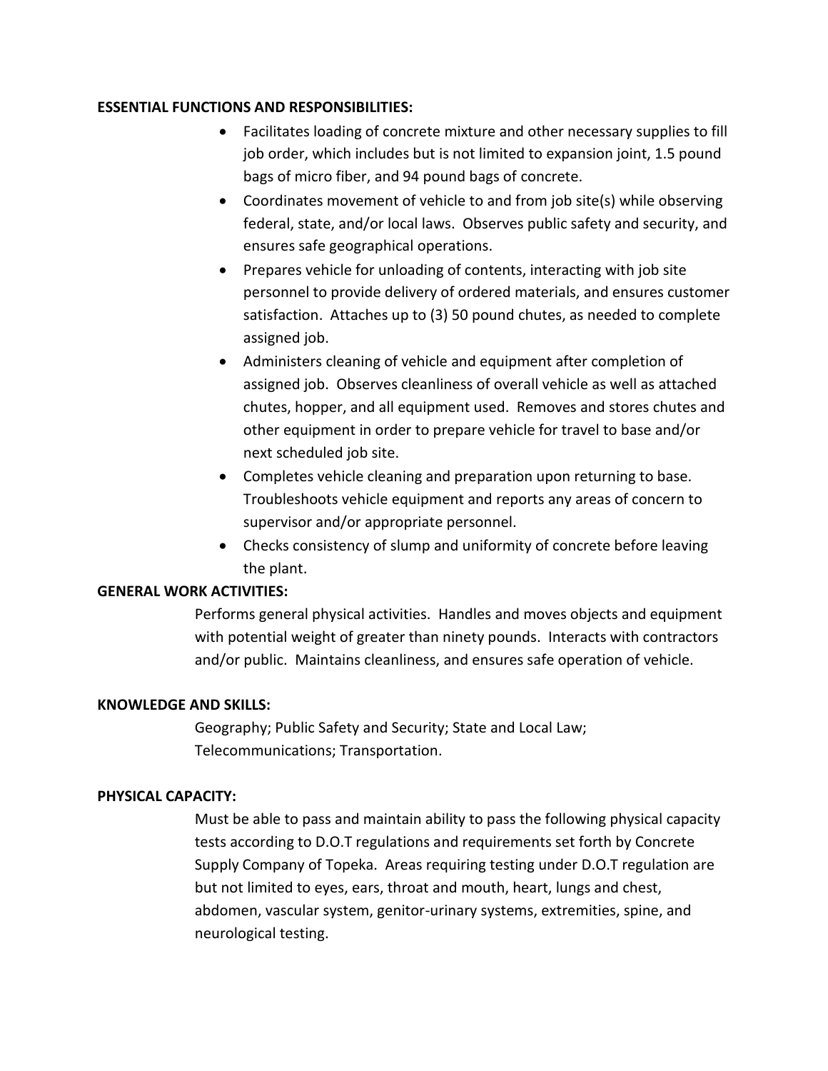**ESSENTIAL FUNCTIONS AND RESPONSIBILITIES:**

- Facilitates loading of concrete mixture and other necessary supplies to fill job order, which includes but is not limited to expansion joint, 1.5 pound bags of micro fiber, and 94 pound bags of concrete.
- Coordinates movement of vehicle to and from job site(s) while observing federal, state, and/or local laws. Observes public safety and security, and ensures safe geographical operations.
- Prepares vehicle for unloading of contents, interacting with job site personnel to provide delivery of ordered materials, and ensures customer satisfaction. Attaches up to (3) 50 pound chutes, as needed to complete assigned job.
- Administers cleaning of vehicle and equipment after completion of assigned job. Observes cleanliness of overall vehicle as well as attached chutes, hopper, and all equipment used. Removes and stores chutes and other equipment in order to prepare vehicle for travel to base and/or next scheduled job site.
- Completes vehicle cleaning and preparation upon returning to base. Troubleshoots vehicle equipment and reports any areas of concern to supervisor and/or appropriate personnel.
- Checks consistency of slump and uniformity of concrete before leaving the plant.

**GENERAL WORK ACTIVITIES:**

Performs general physical activities. Handles and moves objects and equipment with potential weight of greater than ninety pounds. Interacts with contractors and/or public. Maintains cleanliness, and ensures safe operation of vehicle.

**KNOWLEDGE AND SKILLS:**

Geography; Public Safety and Security; State and Local Law; Telecommunications; Transportation.

**PHYSICAL CAPACITY:**

Must be able to pass and maintain ability to pass the following physical capacity tests according to D.O.T regulations and requirements set forth by Concrete Supply Company of Topeka. Areas requiring testing under D.O.T regulation are but not limited to eyes, ears, throat and mouth, heart, lungs and chest, abdomen, vascular system, genitor-urinary systems, extremities, spine, and neurological testing.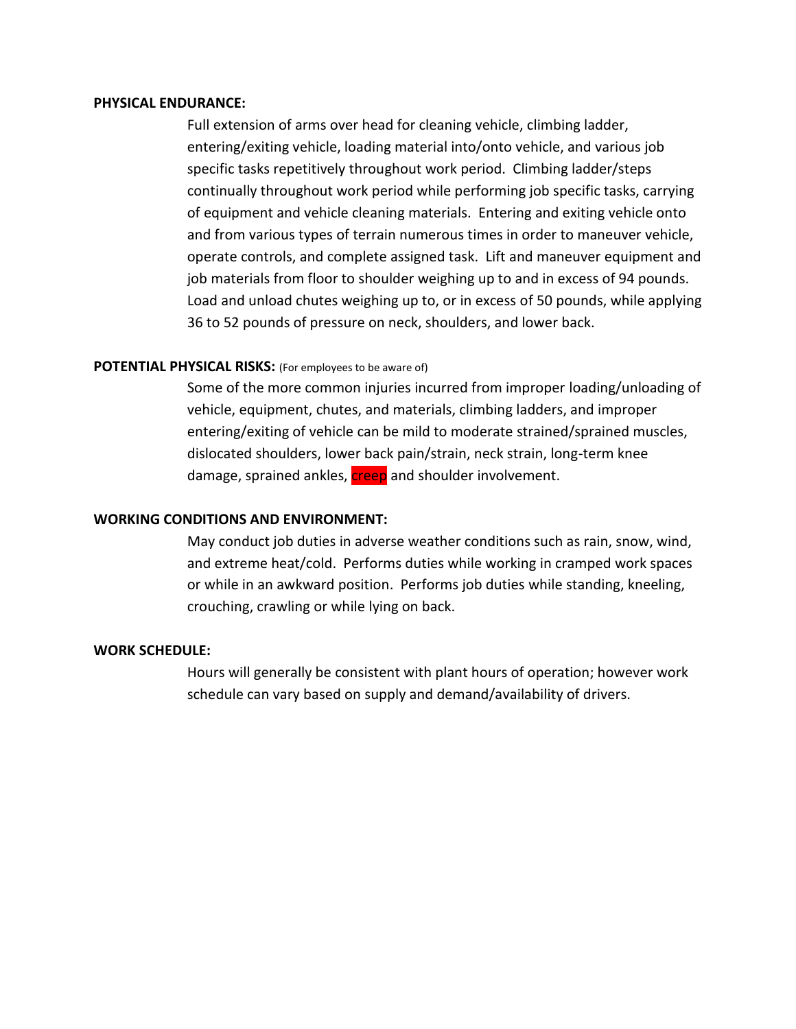**PHYSICAL ENDURANCE:**

Full extension of arms over head for cleaning vehicle, climbing ladder, entering/exiting vehicle, loading material into/onto vehicle, and various job specific tasks repetitively throughout work period. Climbing ladder/steps continually throughout work period while performing job specific tasks, carrying of equipment and vehicle cleaning materials. Entering and exiting vehicle onto and from various types of terrain numerous times in order to maneuver vehicle, operate controls, and complete assigned task. Lift and maneuver equipment and job materials from floor to shoulder weighing up to and in excess of 94 pounds. Load and unload chutes weighing up to, or in excess of 50 pounds, while applying 36 to 52 pounds of pressure on neck, shoulders, and lower back.

**POTENTIAL PHYSICAL RISKS:** (For employees to be aware of)

Some of the more common injuries incurred from improper loading/unloading of vehicle, equipment, chutes, and materials, climbing ladders, and improper entering/exiting of vehicle can be mild to moderate strained/sprained muscles, dislocated shoulders, lower back pain/strain, neck strain, long-term knee damage, sprained ankles, creep and shoulder involvement.

**WORKING CONDITIONS AND ENVIRONMENT:**

May conduct job duties in adverse weather conditions such as rain, snow, wind, and extreme heat/cold. Performs duties while working in cramped work spaces or while in an awkward position. Performs job duties while standing, kneeling, crouching, crawling or while lying on back.

**WORK SCHEDULE:**

Hours will generally be consistent with plant hours of operation; however work schedule can vary based on supply and demand/availability of drivers.